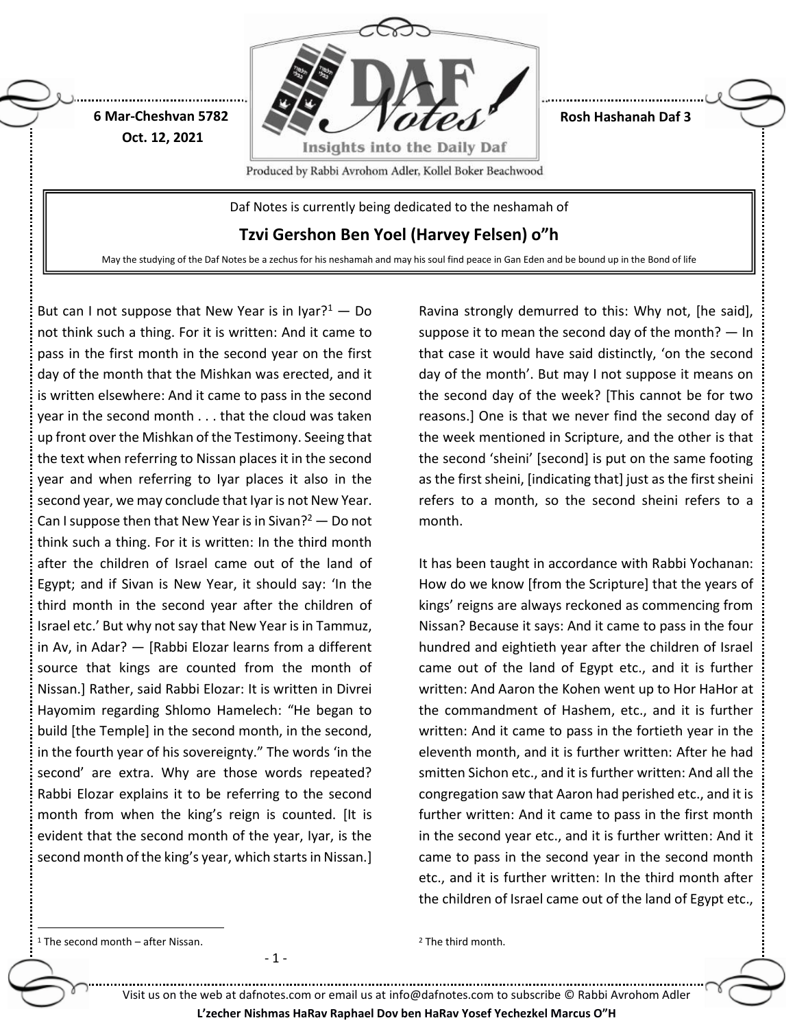6 Mar-Cheshvan 5782
Oct. 12, 2021

Rosh Hashanah Daf 3

Produced by Rabbi Avrohom Adler, Kollel Boker Beachwood

Daf Notes is currently being dedicated to the neshamah of

**Tzvi Gershon Ben Yoel (Harvey Felsen) o"h**

May the studying of the Daf Notes be a zechus for his neshamah and may his soul find peace in Gan Eden and be bound up in the Bond of life

But can I not suppose that New Year is in Iyar?[1] — Do not think such a thing. For it is written: And it came to pass in the first month in the second year on the first day of the month that the Mishkan was erected, and it is written elsewhere: And it came to pass in the second year in the second month . . . that the cloud was taken up front over the Mishkan of the Testimony. Seeing that the text when referring to Nissan places it in the second year and when referring to Iyar places it also in the second year, we may conclude that Iyar is not New Year. Can I suppose then that New Year is in Sivan?[2] — Do not think such a thing. For it is written: In the third month after the children of Israel came out of the land of Egypt; and if Sivan is New Year, it should say: 'In the third month in the second year after the children of Israel etc.' But why not say that New Year is in Tammuz, in Av, in Adar? — [Rabbi Elozar learns from a different source that kings are counted from the month of Nissan.] Rather, said Rabbi Elozar: It is written in Divrei Hayomim regarding Shlomo Hamelech: "He began to build [the Temple] in the second month, in the second, in the fourth year of his sovereignty." The words 'in the second' are extra. Why are those words repeated? Rabbi Elozar explains it to be referring to the second month from when the king's reign is counted. [It is evident that the second month of the year, Iyar, is the second month of the king's year, which starts in Nissan.]

Ravina strongly demurred to this: Why not, [he said], suppose it to mean the second day of the month? — In that case it would have said distinctly, 'on the second day of the month'. But may I not suppose it means on the second day of the week? [This cannot be for two reasons.] One is that we never find the second day of the week mentioned in Scripture, and the other is that the second 'sheini' [second] is put on the same footing as the first sheini, [indicating that] just as the first sheini refers to a month, so the second sheini refers to a month.

It has been taught in accordance with Rabbi Yochanan: How do we know [from the Scripture] that the years of kings' reigns are always reckoned as commencing from Nissan? Because it says: And it came to pass in the four hundred and eightieth year after the children of Israel came out of the land of Egypt etc., and it is further written: And Aaron the Kohen went up to Hor HaHor at the commandment of Hashem, etc., and it is further written: And it came to pass in the fortieth year in the eleventh month, and it is further written: After he had smitten Sichon etc., and it is further written: And all the congregation saw that Aaron had perished etc., and it is further written: And it came to pass in the first month in the second year etc., and it is further written: And it came to pass in the second year in the second month etc., and it is further written: In the third month after the children of Israel came out of the land of Egypt etc.,

[1] The second month – after Nissan.

[2] The third month.

Visit us on the web at dafnotes.com or email us at info@dafnotes.com to subscribe © Rabbi Avrohom Adler

**L'zecher Nishmas HaRav Raphael Dov ben HaRav Yosef Yechezkel Marcus O"H**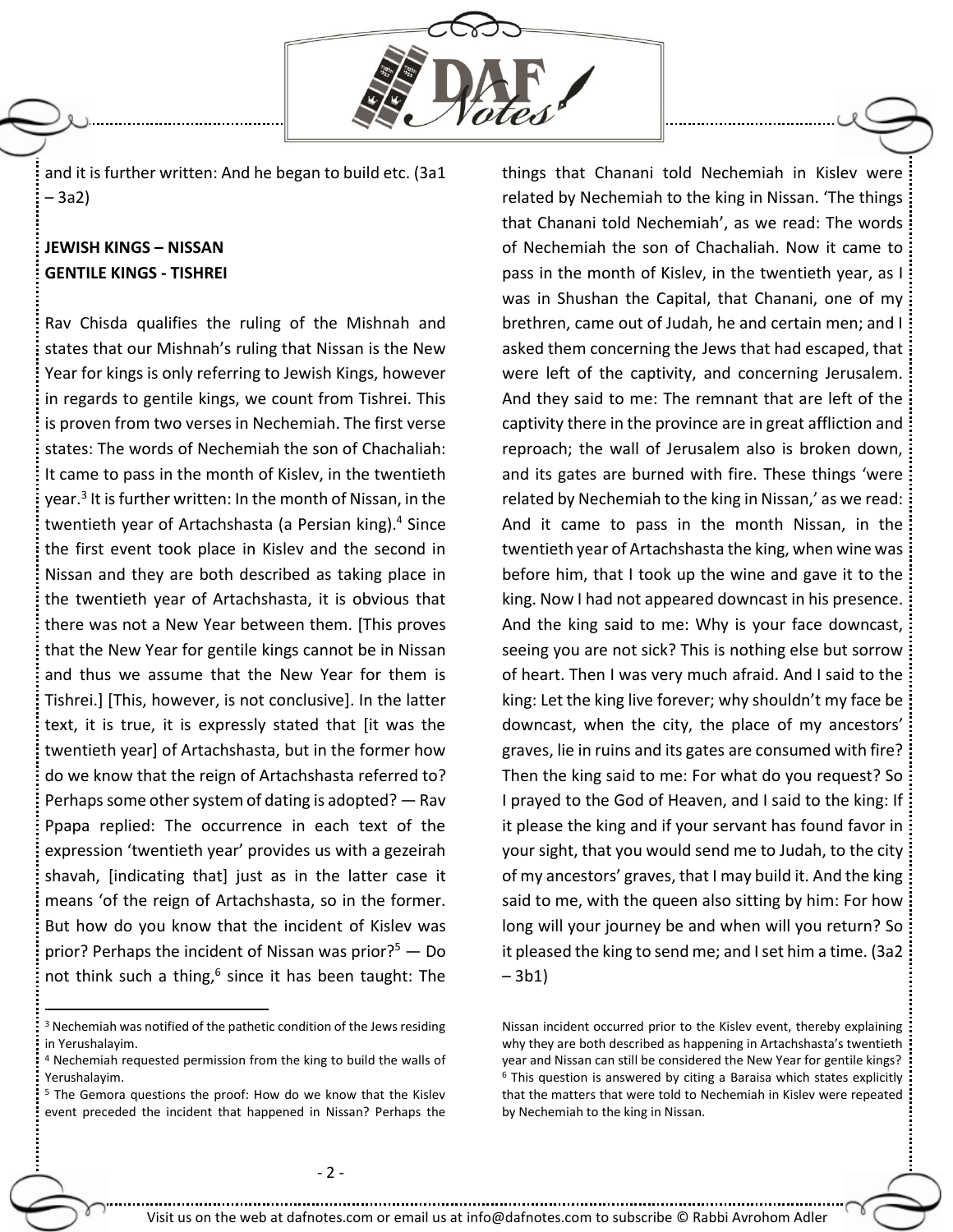and it is further written: And he began to build etc. (3a1 – 3a2)

**JEWISH KINGS – NISSAN**
**GENTILE KINGS - TISHREI**

Rav Chisda qualifies the ruling of the Mishnah and states that our Mishnah's ruling that Nissan is the New Year for kings is only referring to Jewish Kings, however in regards to gentile kings, we count from Tishrei. This is proven from two verses in Nechemiah. The first verse states: The words of Nechemiah the son of Chachaliah: It came to pass in the month of Kislev, in the twentieth year.[3] It is further written: In the month of Nissan, in the twentieth year of Artachshasta (a Persian king).[4] Since the first event took place in Kislev and the second in Nissan and they are both described as taking place in the twentieth year of Artachshasta, it is obvious that there was not a New Year between them. [This proves that the New Year for gentile kings cannot be in Nissan and thus we assume that the New Year for them is Tishrei.] [This, however, is not conclusive]. In the latter text, it is true, it is expressly stated that [it was the twentieth year] of Artachshasta, but in the former how do we know that the reign of Artachshasta referred to? Perhaps some other system of dating is adopted? — Rav Ppapa replied: The occurrence in each text of the expression 'twentieth year' provides us with a gezeirah shavah, [indicating that] just as in the latter case it means 'of the reign of Artachshasta, so in the former. But how do you know that the incident of Kislev was prior? Perhaps the incident of Nissan was prior?[5] — Do not think such a thing,[6] since it has been taught: The things that Chanani told Nechemiah in Kislev were related by Nechemiah to the king in Nissan. 'The things that Chanani told Nechemiah', as we read: The words of Nechemiah the son of Chachaliah. Now it came to pass in the month of Kislev, in the twentieth year, as I was in Shushan the Capital, that Chanani, one of my brethren, came out of Judah, he and certain men; and I asked them concerning the Jews that had escaped, that were left of the captivity, and concerning Jerusalem. And they said to me: The remnant that are left of the captivity there in the province are in great affliction and reproach; the wall of Jerusalem also is broken down, and its gates are burned with fire. These things 'were related by Nechemiah to the king in Nissan,' as we read: And it came to pass in the month Nissan, in the twentieth year of Artachshasta the king, when wine was before him, that I took up the wine and gave it to the king. Now I had not appeared downcast in his presence. And the king said to me: Why is your face downcast, seeing you are not sick? This is nothing else but sorrow of heart. Then I was very much afraid. And I said to the king: Let the king live forever; why shouldn't my face be downcast, when the city, the place of my ancestors' graves, lie in ruins and its gates are consumed with fire? Then the king said to me: For what do you request? So I prayed to the God of Heaven, and I said to the king: If it please the king and if your servant has found favor in your sight, that you would send me to Judah, to the city of my ancestors' graves, that I may build it. And the king said to me, with the queen also sitting by him: For how long will your journey be and when will you return? So it pleased the king to send me; and I set him a time. (3a2 – 3b1)

---

[3] Nechemiah was notified of the pathetic condition of the Jews residing in Yerushalayim.

[4] Nechemiah requested permission from the king to build the walls of Yerushalayim.

[5] The Gemora questions the proof: How do we know that the Kislev event preceded the incident that happened in Nissan? Perhaps the Nissan incident occurred prior to the Kislev event, thereby explaining why they are both described as happening in Artachshasta's twentieth year and Nissan can still be considered the New Year for gentile kings?

[6] This question is answered by citing a Baraisa which states explicitly that the matters that were told to Nechemiah in Kislev were repeated by Nechemiah to the king in Nissan.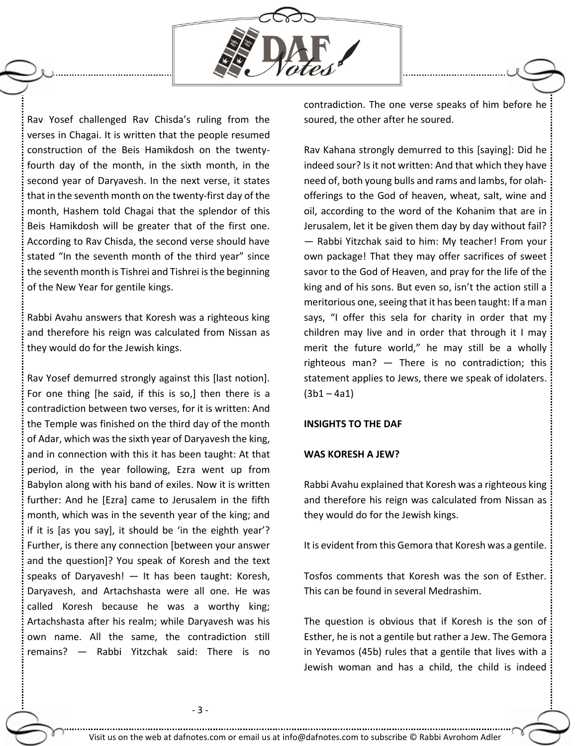Rav Yosef challenged Rav Chisda's ruling from the verses in Chagai. It is written that the people resumed construction of the Beis Hamikdosh on the twenty-fourth day of the month, in the sixth month, in the second year of Daryavesh. In the next verse, it states that in the seventh month on the twenty-first day of the month, Hashem told Chagai that the splendor of this Beis Hamikdosh will be greater that of the first one. According to Rav Chisda, the second verse should have stated "In the seventh month of the third year" since the seventh month is Tishrei and Tishrei is the beginning of the New Year for gentile kings.

Rabbi Avahu answers that Koresh was a righteous king and therefore his reign was calculated from Nissan as they would do for the Jewish kings.

Rav Yosef demurred strongly against this [last notion]. For one thing [he said, if this is so,] then there is a contradiction between two verses, for it is written: And the Temple was finished on the third day of the month of Adar, which was the sixth year of Daryavesh the king, and in connection with this it has been taught: At that period, in the year following, Ezra went up from Babylon along with his band of exiles. Now it is written further: And he [Ezra] came to Jerusalem in the fifth month, which was in the seventh year of the king; and if it is [as you say], it should be 'in the eighth year'? Further, is there any connection [between your answer and the question]? You speak of Koresh and the text speaks of Daryavesh! — It has been taught: Koresh, Daryavesh, and Artachshasta were all one. He was called Koresh because he was a worthy king; Artachshasta after his realm; while Daryavesh was his own name. All the same, the contradiction still remains? — Rabbi Yitzchak said: There is no contradiction. The one verse speaks of him before he soured, the other after he soured.

Rav Kahana strongly demurred to this [saying]: Did he indeed sour? Is it not written: And that which they have need of, both young bulls and rams and lambs, for olah-offerings to the God of heaven, wheat, salt, wine and oil, according to the word of the Kohanim that are in Jerusalem, let it be given them day by day without fail? — Rabbi Yitzchak said to him: My teacher! From your own package! That they may offer sacrifices of sweet savor to the God of Heaven, and pray for the life of the king and of his sons. But even so, isn't the action still a meritorious one, seeing that it has been taught: If a man says, "I offer this sela for charity in order that my children may live and in order that through it I may merit the future world," he may still be a wholly righteous man? — There is no contradiction; this statement applies to Jews, there we speak of idolaters. (3b1 – 4a1)

**INSIGHTS TO THE DAF**

**WAS KORESH A JEW?**

Rabbi Avahu explained that Koresh was a righteous king and therefore his reign was calculated from Nissan as they would do for the Jewish kings.

It is evident from this Gemora that Koresh was a gentile.

Tosfos comments that Koresh was the son of Esther. This can be found in several Medrashim.

The question is obvious that if Koresh is the son of Esther, he is not a gentile but rather a Jew. The Gemora in Yevamos (45b) rules that a gentile that lives with a Jewish woman and has a child, the child is indeed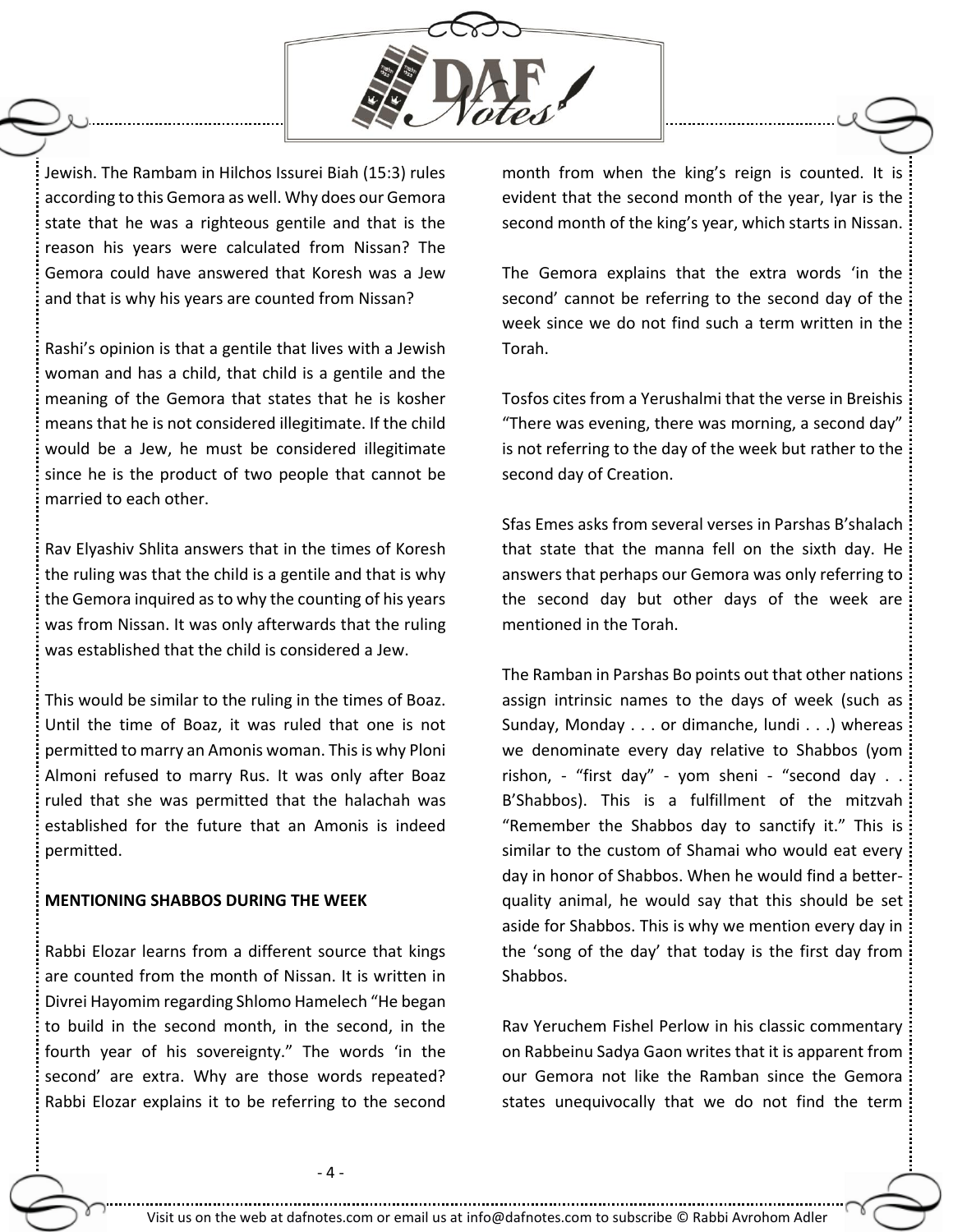Jewish. The Rambam in Hilchos Issurei Biah (15:3) rules according to this Gemora as well. Why does our Gemora state that he was a righteous gentile and that is the reason his years were calculated from Nissan? The Gemora could have answered that Koresh was a Jew and that is why his years are counted from Nissan?

Rashi's opinion is that a gentile that lives with a Jewish woman and has a child, that child is a gentile and the meaning of the Gemora that states that he is kosher means that he is not considered illegitimate. If the child would be a Jew, he must be considered illegitimate since he is the product of two people that cannot be married to each other.

Rav Elyashiv Shlita answers that in the times of Koresh the ruling was that the child is a gentile and that is why the Gemora inquired as to why the counting of his years was from Nissan. It was only afterwards that the ruling was established that the child is considered a Jew.

This would be similar to the ruling in the times of Boaz. Until the time of Boaz, it was ruled that one is not permitted to marry an Amonis woman. This is why Ploni Almoni refused to marry Rus. It was only after Boaz ruled that she was permitted that the halachah was established for the future that an Amonis is indeed permitted.

**MENTIONING SHABBOS DURING THE WEEK**

Rabbi Elozar learns from a different source that kings are counted from the month of Nissan. It is written in Divrei Hayomim regarding Shlomo Hamelech "He began to build in the second month, in the second, in the fourth year of his sovereignty." The words 'in the second' are extra. Why are those words repeated? Rabbi Elozar explains it to be referring to the second month from when the king's reign is counted. It is evident that the second month of the year, Iyar is the second month of the king's year, which starts in Nissan.

The Gemora explains that the extra words 'in the second' cannot be referring to the second day of the week since we do not find such a term written in the Torah.

Tosfos cites from a Yerushalmi that the verse in Breishis "There was evening, there was morning, a second day" is not referring to the day of the week but rather to the second day of Creation.

Sfas Emes asks from several verses in Parshas B'shalach that state that the manna fell on the sixth day. He answers that perhaps our Gemora was only referring to the second day but other days of the week are mentioned in the Torah.

The Ramban in Parshas Bo points out that other nations assign intrinsic names to the days of week (such as Sunday, Monday . . . or dimanche, lundi . . .) whereas we denominate every day relative to Shabbos (yom rishon, - "first day" - yom sheni - "second day . . B'Shabbos). This is a fulfillment of the mitzvah "Remember the Shabbos day to sanctify it." This is similar to the custom of Shamai who would eat every day in honor of Shabbos. When he would find a better-quality animal, he would say that this should be set aside for Shabbos. This is why we mention every day in the 'song of the day' that today is the first day from Shabbos.

Rav Yeruchem Fishel Perlow in his classic commentary on Rabbeinu Sadya Gaon writes that it is apparent from our Gemora not like the Ramban since the Gemora states unequivocally that we do not find the term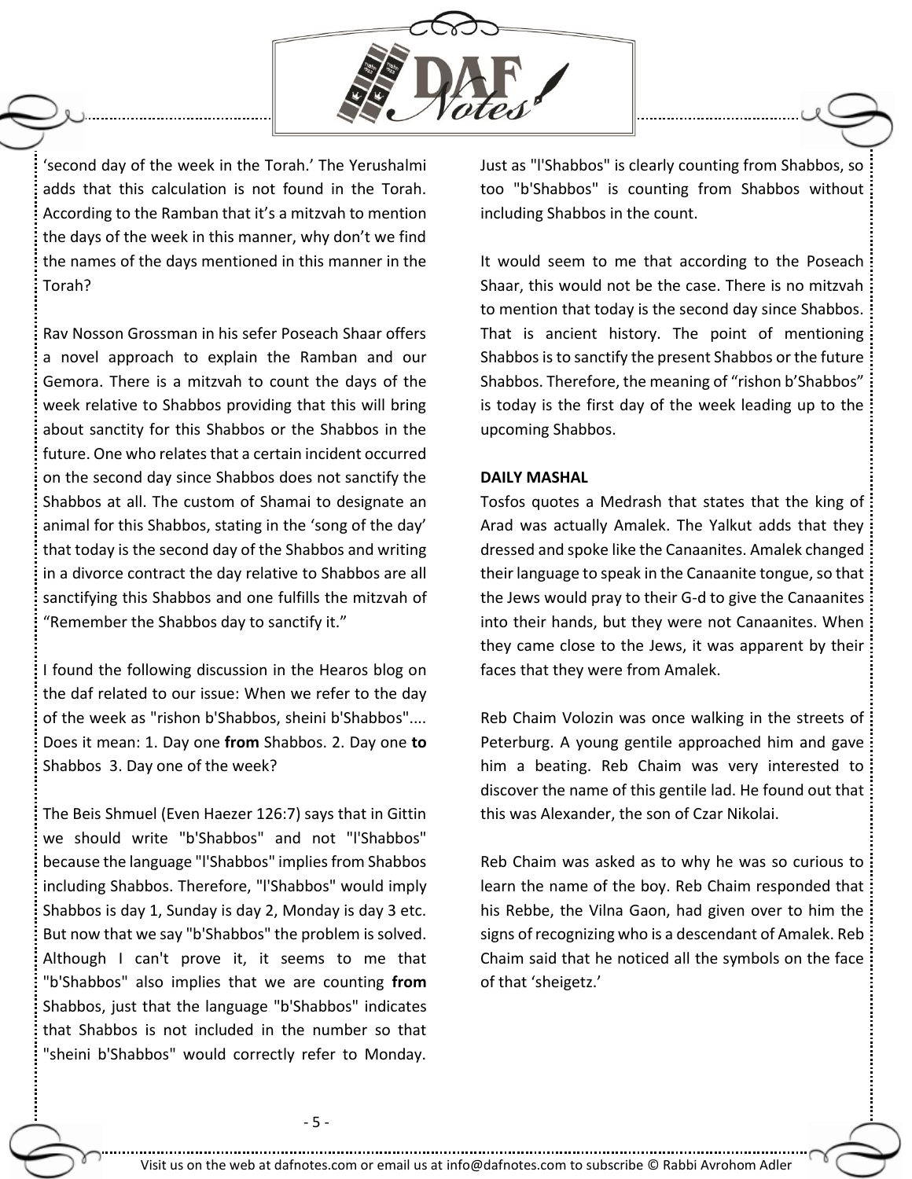'second day of the week in the Torah.' The Yerushalmi adds that this calculation is not found in the Torah. According to the Ramban that it's a mitzvah to mention the days of the week in this manner, why don't we find the names of the days mentioned in this manner in the Torah?

Rav Nosson Grossman in his sefer Poseach Shaar offers a novel approach to explain the Ramban and our Gemora. There is a mitzvah to count the days of the week relative to Shabbos providing that this will bring about sanctity for this Shabbos or the Shabbos in the future. One who relates that a certain incident occurred on the second day since Shabbos does not sanctify the Shabbos at all. The custom of Shamai to designate an animal for this Shabbos, stating in the 'song of the day' that today is the second day of the Shabbos and writing in a divorce contract the day relative to Shabbos are all sanctifying this Shabbos and one fulfills the mitzvah of "Remember the Shabbos day to sanctify it."

I found the following discussion in the Hearos blog on the daf related to our issue: When we refer to the day of the week as "rishon b'Shabbos, sheini b'Shabbos".... Does it mean: 1. Day one **from** Shabbos. 2. Day one **to** Shabbos 3. Day one of the week?

The Beis Shmuel (Even Haezer 126:7) says that in Gittin we should write "b'Shabbos" and not "l'Shabbos" because the language "l'Shabbos" implies from Shabbos including Shabbos. Therefore, "l'Shabbos" would imply Shabbos is day 1, Sunday is day 2, Monday is day 3 etc. But now that we say "b'Shabbos" the problem is solved. Although I can't prove it, it seems to me that "b'Shabbos" also implies that we are counting **from** Shabbos, just that the language "b'Shabbos" indicates that Shabbos is not included in the number so that "sheini b'Shabbos" would correctly refer to Monday. Just as "l'Shabbos" is clearly counting from Shabbos, so too "b'Shabbos" is counting from Shabbos without including Shabbos in the count.

It would seem to me that according to the Poseach Shaar, this would not be the case. There is no mitzvah to mention that today is the second day since Shabbos. That is ancient history. The point of mentioning Shabbos is to sanctify the present Shabbos or the future Shabbos. Therefore, the meaning of "rishon b'Shabbos" is today is the first day of the week leading up to the upcoming Shabbos.

**DAILY MASHAL**

Tosfos quotes a Medrash that states that the king of Arad was actually Amalek. The Yalkut adds that they dressed and spoke like the Canaanites. Amalek changed their language to speak in the Canaanite tongue, so that the Jews would pray to their G-d to give the Canaanites into their hands, but they were not Canaanites. When they came close to the Jews, it was apparent by their faces that they were from Amalek.

Reb Chaim Volozin was once walking in the streets of Peterburg. A young gentile approached him and gave him a beating. Reb Chaim was very interested to discover the name of this gentile lad. He found out that this was Alexander, the son of Czar Nikolai.

Reb Chaim was asked as to why he was so curious to learn the name of the boy. Reb Chaim responded that his Rebbe, the Vilna Gaon, had given over to him the signs of recognizing who is a descendant of Amalek. Reb Chaim said that he noticed all the symbols on the face of that 'sheigetz.'